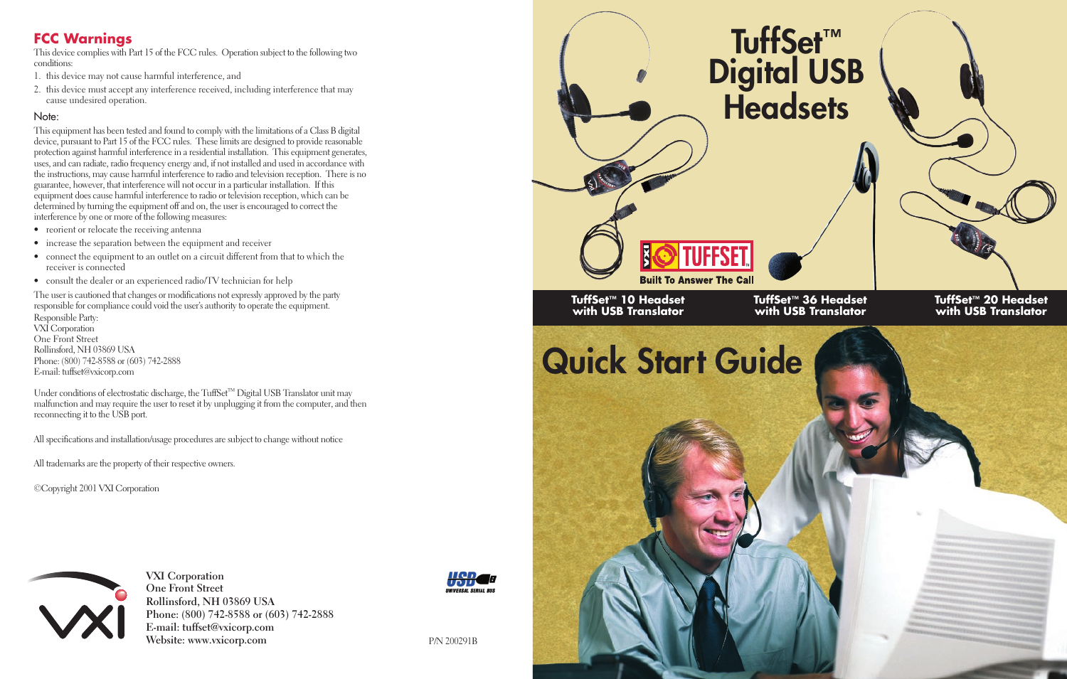## FCC Warnings

This device complies with Part 15 of the FCC rules. Operation subject to the following two conditions:

1. this device may not cause harmful interference, and
2. this device must accept any interference received, including interference that may cause undesired operation.

### Note:

This equipment has been tested and found to comply with the limitations of a Class B digital device, pursuant to Part 15 of the FCC rules. These limits are designed to provide reasonable protection against harmful interference in a residential installation. This equipment generates, uses, and can radiate, radio frequency energy and, if not installed and used in accordance with the instructions, may cause harmful interference to radio and television reception. There is no guarantee, however, that interference will not occur in a particular installation. If this equipment does cause harmful interference to radio or television reception, which can be determined by turning the equipment off and on, the user is encouraged to correct the interference by one or more of the following measures:

- reorient or relocate the receiving antenna
- increase the separation between the equipment and receiver
- connect the equipment to an outlet on a circuit different from that to which the receiver is connected
- consult the dealer or an experienced radio/TV technician for help

The user is cautioned that changes or modifications not expressly approved by the party responsible for compliance could void the user's authority to operate the equipment.

Responsible Party:
VXI Corporation
One Front Street
Rollinsford, NH 03869 USA
Phone: (800) 742-8588 or (603) 742-2888
E-mail: tuffset@vxicorp.com

Under conditions of electrostatic discharge, the TuffSet™ Digital USB Translator unit may malfunction and may require the user to reset it by unplugging it from the computer, and then reconnecting it to the USB port.

All specifications and installation/usage procedures are subject to change without notice

All trademarks are the property of their respective owners.

©Copyright 2001 VXI Corporation

**VXI Corporation**
**One Front Street**
**Rollinsford, NH 03869 USA**
**Phone: (800) 742-8588 or (603) 742-2888**
**E-mail: tuffset@vxicorp.com**
**Website: www.vxicorp.com**

USB UNIVERSAL SERIAL BUS

P/N 200291B

# TuffSet™ Digital USB Headsets

TUFFSET

Built To Answer The Call

**TuffSet™ 10 Headset with USB Translator**

**TuffSet™ 36 Headset with USB Translator**

**TuffSet™ 20 Headset with USB Translator**

# Quick Start Guide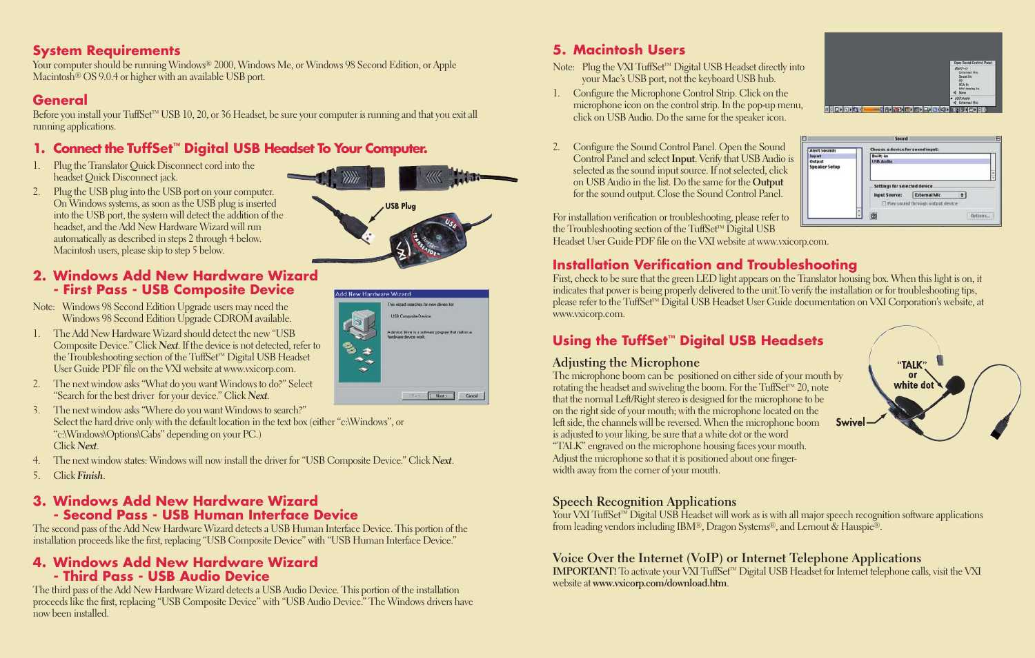## System Requirements

Your computer should be running Windows® 2000, Windows Me, or Windows 98 Second Edition, or Apple Macintosh® OS 9.0.4 or higher with an available USB port.

## General

Before you install your TuffSet™ USB 10, 20, or 36 Headset, be sure your computer is running and that you exit all running applications.

## 1. Connect the TuffSet™ Digital USB Headset To Your Computer.

1. Plug the Translator Quick Disconnect cord into the headset Quick Disconnect jack.
2. Plug the USB plug into the USB port on your computer. On Windows systems, as soon as the USB plug is inserted into the USB port, the system will detect the addition of the headset, and the Add New Hardware Wizard will run automatically as described in steps 2 through 4 below. Macintosh users, please skip to step 5 below.

## 2. Windows Add New Hardware Wizard - First Pass - USB Composite Device

Note: Windows 98 Second Edition Upgrade users may need the Windows 98 Second Edition Upgrade CDROM available.

1. The Add New Hardware Wizard should detect the new "USB Composite Device." Click *Next*. If the device is not detected, refer to the Troubleshooting section of the TuffSet™ Digital USB Headset User Guide PDF file on the VXI website at www.vxicorp.com.
2. The next window asks "What do you want Windows to do?" Select "Search for the best driver for your device." Click *Next*.
3. The next window asks "Where do you want Windows to search?" Select the hard drive only with the default location in the text box (either "c:\Windows", or "c:\Windows\Options\Cabs" depending on your PC.) Click *Next*.
4. The next window states: Windows will now install the driver for "USB Composite Device." Click *Next*.
5. Click *Finish*.

## 3. Windows Add New Hardware Wizard - Second Pass - USB Human Interface Device

The second pass of the Add New Hardware Wizard detects a USB Human Interface Device. This portion of the installation proceeds like the first, replacing "USB Composite Device" with "USB Human Interface Device."

## 4. Windows Add New Hardware Wizard - Third Pass - USB Audio Device

The third pass of the Add New Hardware Wizard detects a USB Audio Device. This portion of the installation proceeds like the first, replacing "USB Composite Device" with "USB Audio Device." The Windows drivers have now been installed.

## 5. Macintosh Users

Note: Plug the VXI TuffSet™ Digital USB Headset directly into your Mac's USB port, not the keyboard USB hub.

1. Configure the Microphone Control Strip. Click on the microphone icon on the control strip. In the pop-up menu, click on USB Audio. Do the same for the speaker icon.
2. Configure the Sound Control Panel. Open the Sound Control Panel and select **Input**. Verify that USB Audio is selected as the sound input source. If not selected, click on USB Audio in the list. Do the same for the **Output** for the sound output. Close the Sound Control Panel.

For installation verification or troubleshooting, please refer to the Troubleshooting section of the TuffSet™ Digital USB Headset User Guide PDF file on the VXI website at www.vxicorp.com.

## Installation Verification and Troubleshooting

First, check to be sure that the green LED light appears on the Translator housing box. When this light is on, it indicates that power is being properly delivered to the unit.To verify the installation or for troubleshooting tips, please refer to the TuffSet™ Digital USB Headset User Guide documentation on VXI Corporation's website, at www.vxicorp.com.

## Using the TuffSet™ Digital USB Headsets

### Adjusting the Microphone

The microphone boom can be positioned on either side of your mouth by rotating the headset and swiveling the boom. For the TuffSet™ 20, note that the normal Left/Right stereo is designed for the microphone to be on the right side of your mouth; with the microphone located on the left side, the channels will be reversed. When the microphone boom is adjusted to your liking, be sure that a white dot or the word "TALK" engraved on the microphone housing faces your mouth. Adjust the microphone so that it is positioned about one finger-width away from the corner of your mouth.

### Speech Recognition Applications

Your VXI TuffSet™ Digital USB Headset will work as is with all major speech recognition software applications from leading vendors including IBM®, Dragon Systems®, and Lernout & Hauspie®.

### Voice Over the Internet (VoIP) or Internet Telephone Applications

**IMPORTANT!** To activate your VXI TuffSet™ Digital USB Headset for Internet telephone calls, visit the VXI website at **www.vxicorp.com/download.htm**.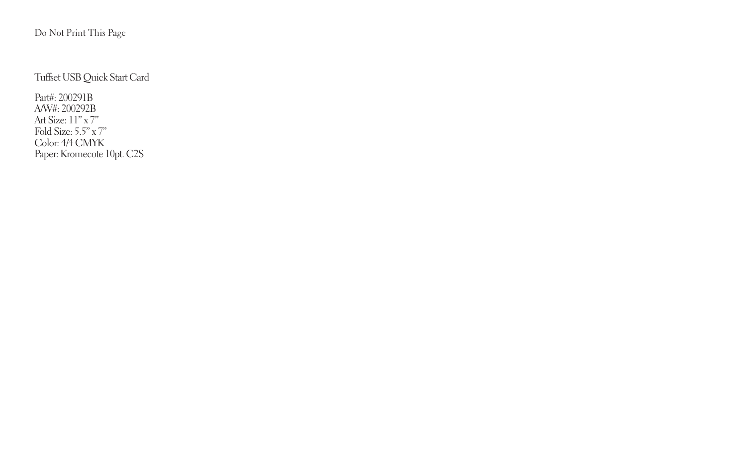Do Not Print This Page

Tuffset USB Quick Start Card

Part#: 200291B
A/W#: 200292B
Art Size: 11" x 7"
Fold Size: 5.5" x 7"
Color: 4/4 CMYK
Paper: Kromecote 10pt. C2S